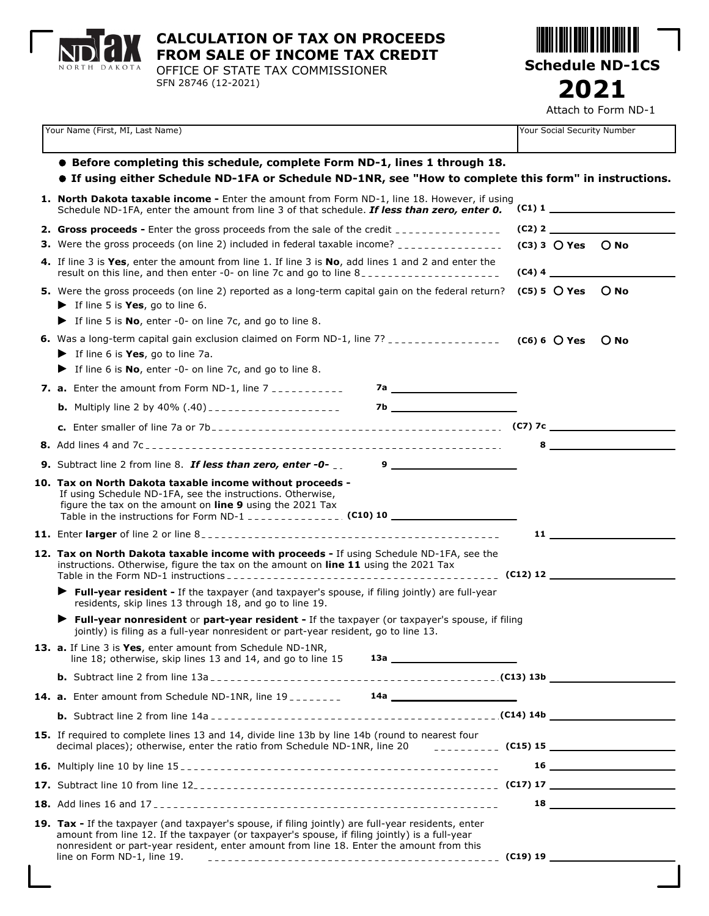# CALCULATION OF TAX ON PROCEEDS FROM SALE OF INCOME TAX CREDIT

OFFICE OF STATE TAX COMMISSIONER
SFN 28746 (12-2021)

**Schedule ND-1CS**
**2021**
Attach to Form ND-1

| Your Name (First, MI, Last Name) | Your Social Security Number |
|---|---|
| | |

- **Before completing this schedule, complete Form ND-1, lines 1 through 18.**
- **If using either Schedule ND-1FA or Schedule ND-1NR, see "How to complete this form" in instructions.**

**1. North Dakota taxable income -** Enter the amount from Form ND-1, line 18. However, if using Schedule ND-1FA, enter the amount from line 3 of that schedule. ***If less than zero, enter 0.*** (C1) 1 ____

**2. Gross proceeds -** Enter the gross proceeds from the sale of the credit (C2) 2 ____

**3.** Were the gross proceeds (on line 2) included in federal taxable income? (C3) 3 ○ Yes ○ No

**4.** If line 3 is **Yes**, enter the amount from line 1. If line 3 is **No**, add lines 1 and 2 and enter the result on this line, and then enter -0- on line 7c and go to line 8 (C4) 4 ____

**5.** Were the gross proceeds (on line 2) reported as a long-term capital gain on the federal return? (C5) 5 ○ Yes ○ No

- ► If line 5 is **Yes**, go to line 6.
- ► If line 5 is **No**, enter -0- on line 7c, and go to line 8.

**6.** Was a long-term capital gain exclusion claimed on Form ND-1, line 7? (C6) 6 ○ Yes ○ No

- ► If line 6 is **Yes**, go to line 7a.
- ► If line 6 is **No**, enter -0- on line 7c, and go to line 8.

**7. a.** Enter the amount from Form ND-1, line 7 7a ____

**b.** Multiply line 2 by 40% (.40) 7b ____

**c.** Enter smaller of line 7a or 7b (C7) 7c ____

**8.** Add lines 4 and 7c 8 ____

**9.** Subtract line 2 from line 8. ***If less than zero, enter -0-*** 9 ____

**10. Tax on North Dakota taxable income without proceeds -** If using Schedule ND-1FA, see the instructions. Otherwise, figure the tax on the amount on **line 9** using the 2021 Tax Table in the instructions for Form ND-1 (C10) 10 ____

**11.** Enter **larger** of line 2 or line 8 11 ____

**12. Tax on North Dakota taxable income with proceeds -** If using Schedule ND-1FA, see the instructions. Otherwise, figure the tax on the amount on **line 11** using the 2021 Tax Table in the Form ND-1 instructions (C12) 12 ____

- ► **Full-year resident -** If the taxpayer (and taxpayer's spouse, if filing jointly) are full-year residents, skip lines 13 through 18, and go to line 19.
- ► **Full-year nonresident** or **part-year resident -** If the taxpayer (or taxpayer's spouse, if filing jointly) is filing as a full-year nonresident or part-year resident, go to line 13.

**13. a.** If Line 3 is **Yes**, enter amount from Schedule ND-1NR, line 18; otherwise, skip lines 13 and 14, and go to line 15 13a ____

**b.** Subtract line 2 from line 13a (C13) 13b ____

**14. a.** Enter amount from Schedule ND-1NR, line 19 14a ____

**b.** Subtract line 2 from line 14a (C14) 14b ____

**15.** If required to complete lines 13 and 14, divide line 13b by line 14b (round to nearest four decimal places); otherwise, enter the ratio from Schedule ND-1NR, line 20 (C15) 15 ____

**16.** Multiply line 10 by line 15 16 ____

**17.** Subtract line 10 from line 12 (C17) 17 ____

**18.** Add lines 16 and 17 18 ____

**19. Tax -** If the taxpayer (and taxpayer's spouse, if filing jointly) are full-year residents, enter amount from line 12. If the taxpayer (or taxpayer's spouse, if filing jointly) is a full-year nonresident or part-year resident, enter amount from line 18. Enter the amount from this line on Form ND-1, line 19. (C19) 19 ____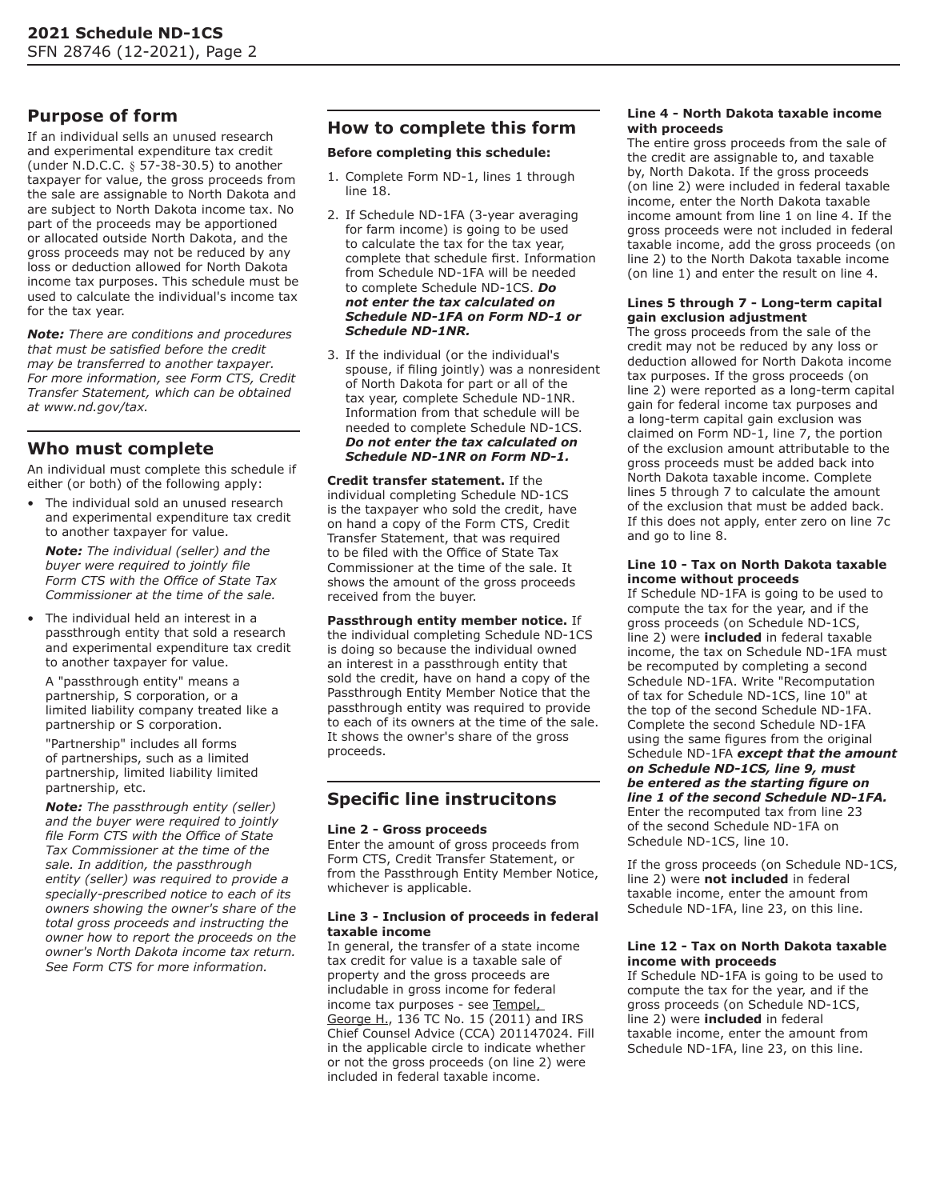## Purpose of form

If an individual sells an unused research and experimental expenditure tax credit (under N.D.C.C. § 57-38-30.5) to another taxpayer for value, the gross proceeds from the sale are assignable to North Dakota and are subject to North Dakota income tax. No part of the proceeds may be apportioned or allocated outside North Dakota, and the gross proceeds may not be reduced by any loss or deduction allowed for North Dakota income tax purposes. This schedule must be used to calculate the individual's income tax for the tax year.

***Note:*** *There are conditions and procedures that must be satisfied before the credit may be transferred to another taxpayer. For more information, see Form CTS, Credit Transfer Statement, which can be obtained at www.nd.gov/tax.*

## Who must complete

An individual must complete this schedule if either (or both) of the following apply:

- The individual sold an unused research and experimental expenditure tax credit to another taxpayer for value.

  ***Note:*** *The individual (seller) and the buyer were required to jointly file Form CTS with the Office of State Tax Commissioner at the time of the sale.*

- The individual held an interest in a passthrough entity that sold a research and experimental expenditure tax credit to another taxpayer for value.

  A "passthrough entity" means a partnership, S corporation, or a limited liability company treated like a partnership or S corporation.

  "Partnership" includes all forms of partnerships, such as a limited partnership, limited liability limited partnership, etc.

  ***Note:*** *The passthrough entity (seller) and the buyer were required to jointly file Form CTS with the Office of State Tax Commissioner at the time of the sale. In addition, the passthrough entity (seller) was required to provide a specially-prescribed notice to each of its owners showing the owner's share of the total gross proceeds and instructing the owner how to report the proceeds on the owner's North Dakota income tax return. See Form CTS for more information.*

## How to complete this form

**Before completing this schedule:**

1. Complete Form ND-1, lines 1 through line 18.
2. If Schedule ND-1FA (3-year averaging for farm income) is going to be used to calculate the tax for the tax year, complete that schedule first. Information from Schedule ND-1FA will be needed to complete Schedule ND-1CS. ***Do not enter the tax calculated on Schedule ND-1FA on Form ND-1 or Schedule ND-1NR.***
3. If the individual (or the individual's spouse, if filing jointly) was a nonresident of North Dakota for part or all of the tax year, complete Schedule ND-1NR. Information from that schedule will be needed to complete Schedule ND-1CS. ***Do not enter the tax calculated on Schedule ND-1NR on Form ND-1.***

**Credit transfer statement.** If the individual completing Schedule ND-1CS is the taxpayer who sold the credit, have on hand a copy of the Form CTS, Credit Transfer Statement, that was required to be filed with the Office of State Tax Commissioner at the time of the sale. It shows the amount of the gross proceeds received from the buyer.

**Passthrough entity member notice.** If the individual completing Schedule ND-1CS is doing so because the individual owned an interest in a passthrough entity that sold the credit, have on hand a copy of the Passthrough Entity Member Notice that the passthrough entity was required to provide to each of its owners at the time of the sale. It shows the owner's share of the gross proceeds.

## Specific line instrucitons

#### Line 2 - Gross proceeds

Enter the amount of gross proceeds from Form CTS, Credit Transfer Statement, or from the Passthrough Entity Member Notice, whichever is applicable.

#### Line 3 - Inclusion of proceeds in federal taxable income

In general, the transfer of a state income tax credit for value is a taxable sale of property and the gross proceeds are includable in gross income for federal income tax purposes - see Tempel, George H., 136 TC No. 15 (2011) and IRS Chief Counsel Advice (CCA) 201147024. Fill in the applicable circle to indicate whether or not the gross proceeds (on line 2) were included in federal taxable income.

#### Line 4 - North Dakota taxable income with proceeds

The entire gross proceeds from the sale of the credit are assignable to, and taxable by, North Dakota. If the gross proceeds (on line 2) were included in federal taxable income, enter the North Dakota taxable income amount from line 1 on line 4. If the gross proceeds were not included in federal taxable income, add the gross proceeds (on line 2) to the North Dakota taxable income (on line 1) and enter the result on line 4.

#### Lines 5 through 7 - Long-term capital gain exclusion adjustment

The gross proceeds from the sale of the credit may not be reduced by any loss or deduction allowed for North Dakota income tax purposes. If the gross proceeds (on line 2) were reported as a long-term capital gain for federal income tax purposes and a long-term capital gain exclusion was claimed on Form ND-1, line 7, the portion of the exclusion amount attributable to the gross proceeds must be added back into North Dakota taxable income. Complete lines 5 through 7 to calculate the amount of the exclusion that must be added back. If this does not apply, enter zero on line 7c and go to line 8.

#### Line 10 - Tax on North Dakota taxable income without proceeds

If Schedule ND-1FA is going to be used to compute the tax for the year, and if the gross proceeds (on Schedule ND-1CS, line 2) were **included** in federal taxable income, the tax on Schedule ND-1FA must be recomputed by completing a second Schedule ND-1FA. Write "Recomputation of tax for Schedule ND-1CS, line 10" at the top of the second Schedule ND-1FA. Complete the second Schedule ND-1FA using the same figures from the original Schedule ND-1FA ***except that the amount on Schedule ND-1CS, line 9, must be entered as the starting figure on line 1 of the second Schedule ND-1FA.*** Enter the recomputed tax from line 23 of the second Schedule ND-1FA on Schedule ND-1CS, line 10.

If the gross proceeds (on Schedule ND-1CS, line 2) were **not included** in federal taxable income, enter the amount from Schedule ND-1FA, line 23, on this line.

#### Line 12 - Tax on North Dakota taxable income with proceeds

If Schedule ND-1FA is going to be used to compute the tax for the year, and if the gross proceeds (on Schedule ND-1CS, line 2) were **included** in federal taxable income, enter the amount from Schedule ND-1FA, line 23, on this line.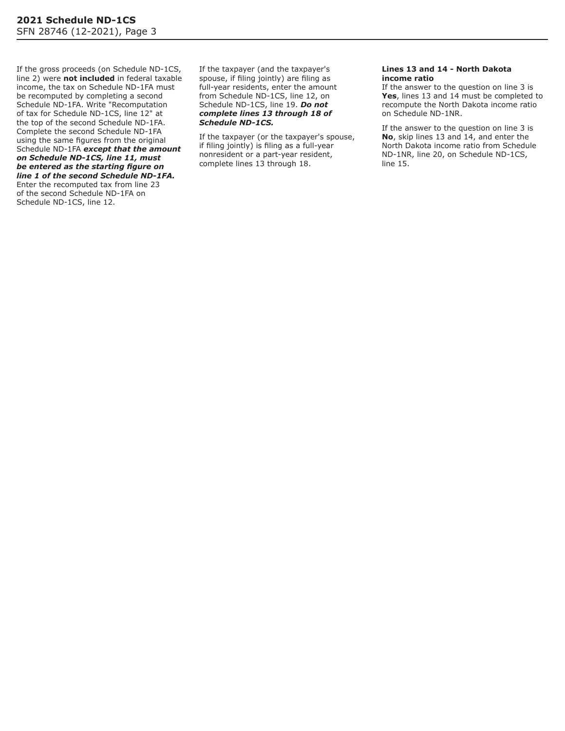If the gross proceeds (on Schedule ND-1CS, line 2) were **not included** in federal taxable income, the tax on Schedule ND-1FA must be recomputed by completing a second Schedule ND-1FA. Write "Recomputation of tax for Schedule ND-1CS, line 12" at the top of the second Schedule ND-1FA. Complete the second Schedule ND-1FA using the same figures from the original Schedule ND-1FA ***except that the amount on Schedule ND-1CS, line 11, must be entered as the starting figure on line 1 of the second Schedule ND-1FA.*** Enter the recomputed tax from line 23 of the second Schedule ND-1FA on Schedule ND-1CS, line 12.

If the taxpayer (and the taxpayer's spouse, if filing jointly) are filing as full-year residents, enter the amount from Schedule ND-1CS, line 12, on Schedule ND-1CS, line 19. ***Do not complete lines 13 through 18 of Schedule ND-1CS.***

If the taxpayer (or the taxpayer's spouse, if filing jointly) is filing as a full-year nonresident or a part-year resident, complete lines 13 through 18.

**Lines 13 and 14 - North Dakota income ratio**

If the answer to the question on line 3 is **Yes**, lines 13 and 14 must be completed to recompute the North Dakota income ratio on Schedule ND-1NR.

If the answer to the question on line 3 is **No**, skip lines 13 and 14, and enter the North Dakota income ratio from Schedule ND-1NR, line 20, on Schedule ND-1CS, line 15.